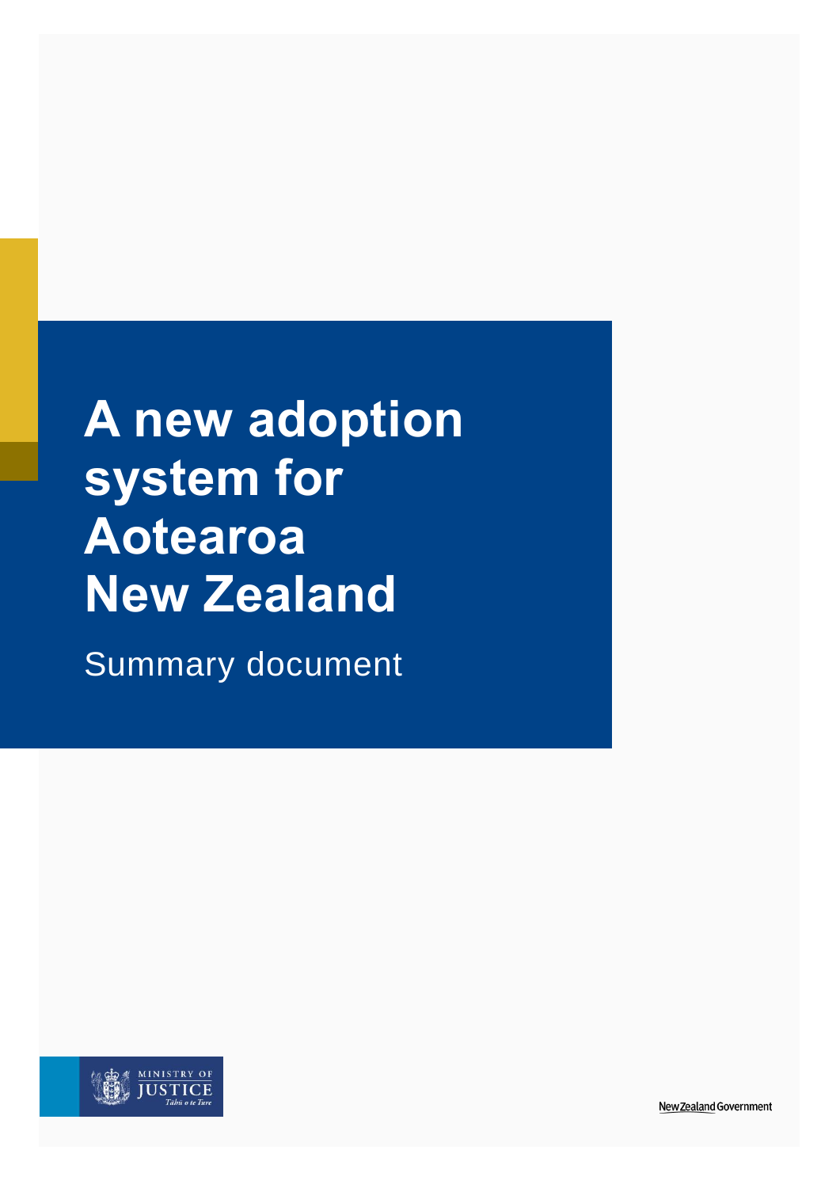# A new adoption system for Aotearoa New Zealand

Summary document

MINISTRY OF JUSTICE
Tāhū o te Ture

New Zealand Government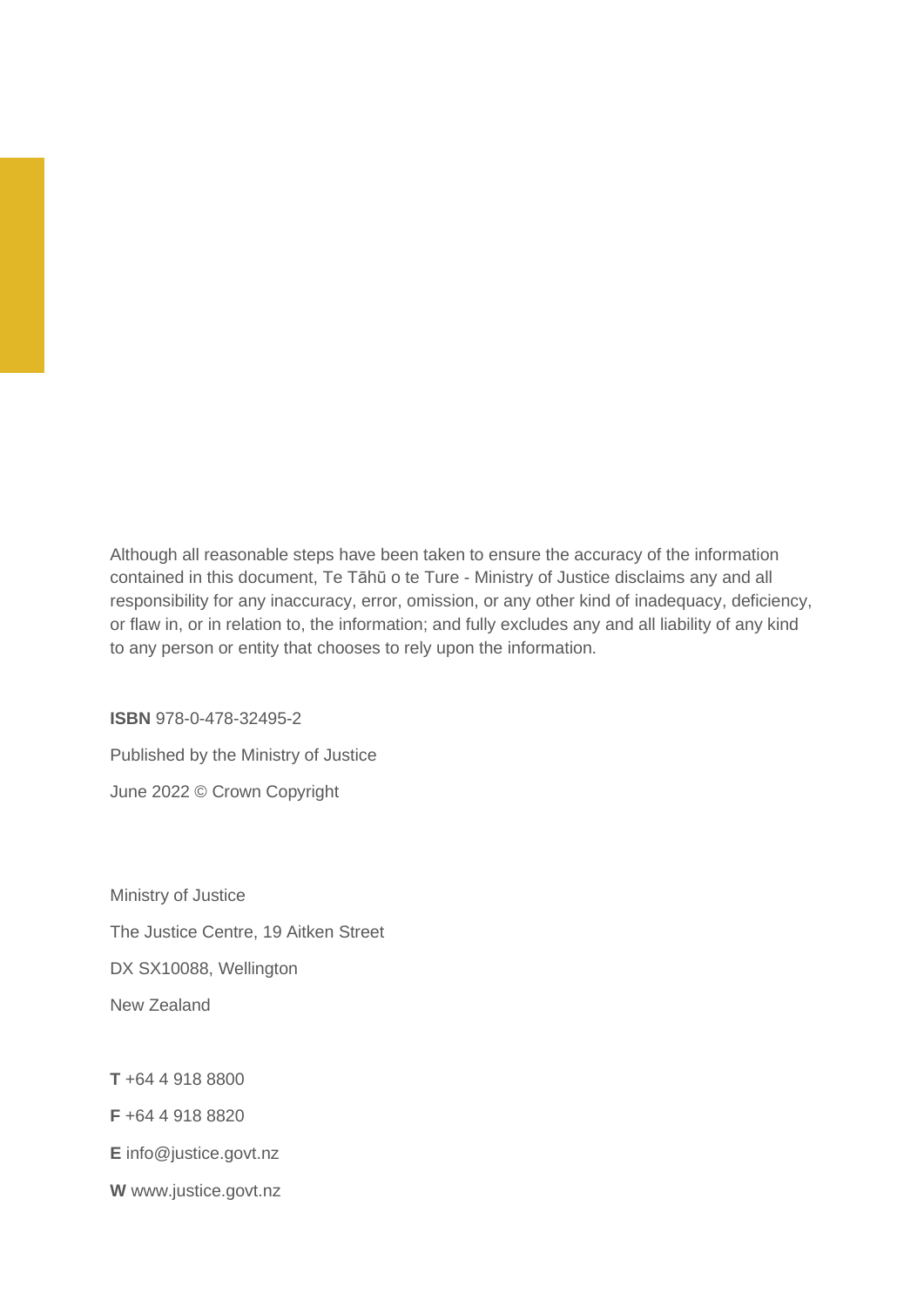Although all reasonable steps have been taken to ensure the accuracy of the information contained in this document, Te Tāhū o te Ture - Ministry of Justice disclaims any and all responsibility for any inaccuracy, error, omission, or any other kind of inadequacy, deficiency, or flaw in, or in relation to, the information; and fully excludes any and all liability of any kind to any person or entity that chooses to rely upon the information.

**ISBN** 978-0-478-32495-2

Published by the Ministry of Justice

June 2022 © Crown Copyright

Ministry of Justice

The Justice Centre, 19 Aitken Street

DX SX10088, Wellington

New Zealand

**T** +64 4 918 8800

**F** +64 4 918 8820

**E** info@justice.govt.nz

**W** www.justice.govt.nz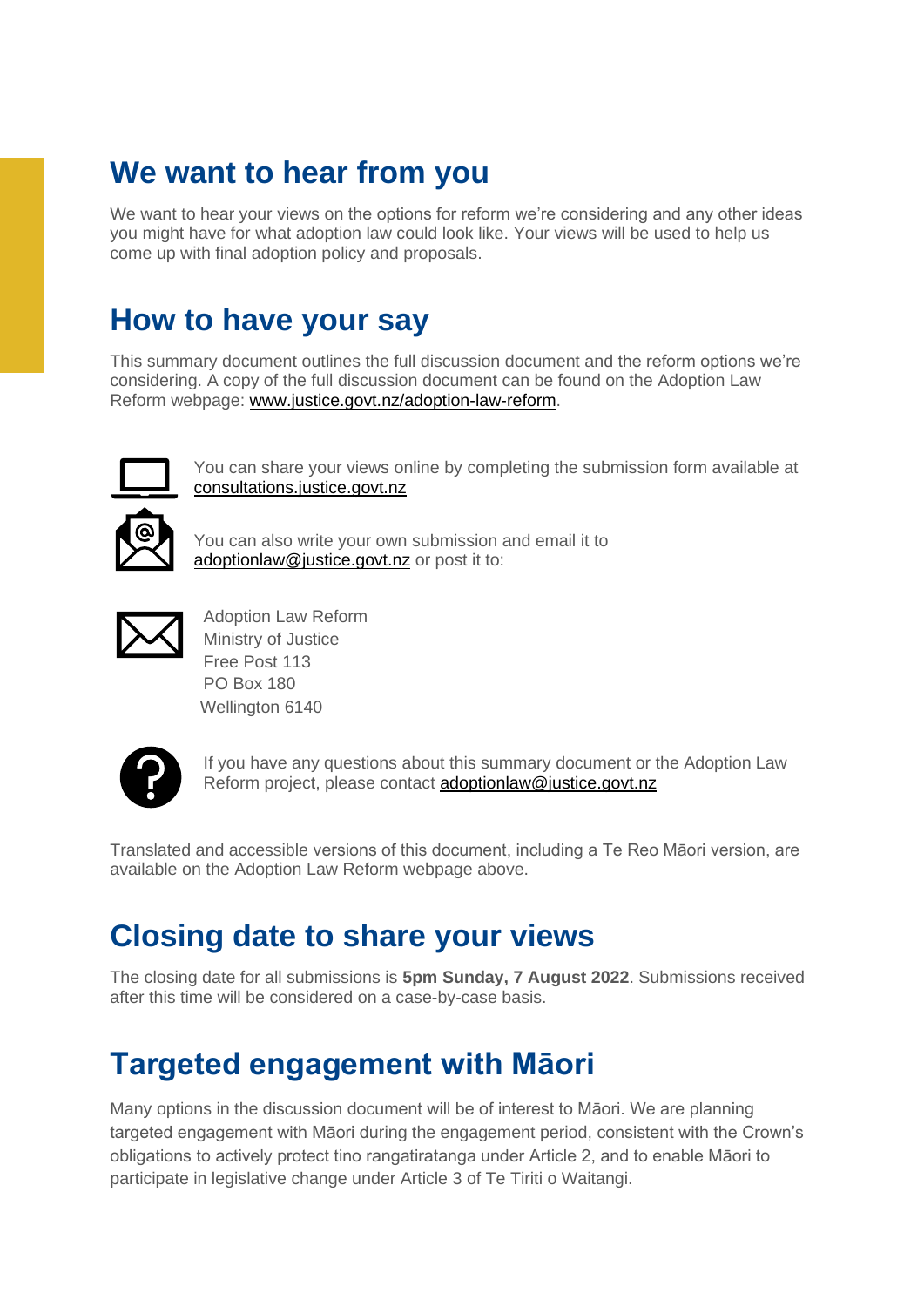## We want to hear from you

We want to hear your views on the options for reform we're considering and any other ideas you might have for what adoption law could look like. Your views will be used to help us come up with final adoption policy and proposals.

## How to have your say

This summary document outlines the full discussion document and the reform options we're considering. A copy of the full discussion document can be found on the Adoption Law Reform webpage: www.justice.govt.nz/adoption-law-reform.

You can share your views online by completing the submission form available at consultations.justice.govt.nz

You can also write your own submission and email it to adoptionlaw@justice.govt.nz or post it to:

Adoption Law Reform
Ministry of Justice
Free Post 113
PO Box 180
Wellington 6140

If you have any questions about this summary document or the Adoption Law Reform project, please contact adoptionlaw@justice.govt.nz

Translated and accessible versions of this document, including a Te Reo Māori version, are available on the Adoption Law Reform webpage above.

## Closing date to share your views

The closing date for all submissions is **5pm Sunday, 7 August 2022**. Submissions received after this time will be considered on a case-by-case basis.

## Targeted engagement with Māori

Many options in the discussion document will be of interest to Māori. We are planning targeted engagement with Māori during the engagement period, consistent with the Crown's obligations to actively protect tino rangatiratanga under Article 2, and to enable Māori to participate in legislative change under Article 3 of Te Tiriti o Waitangi.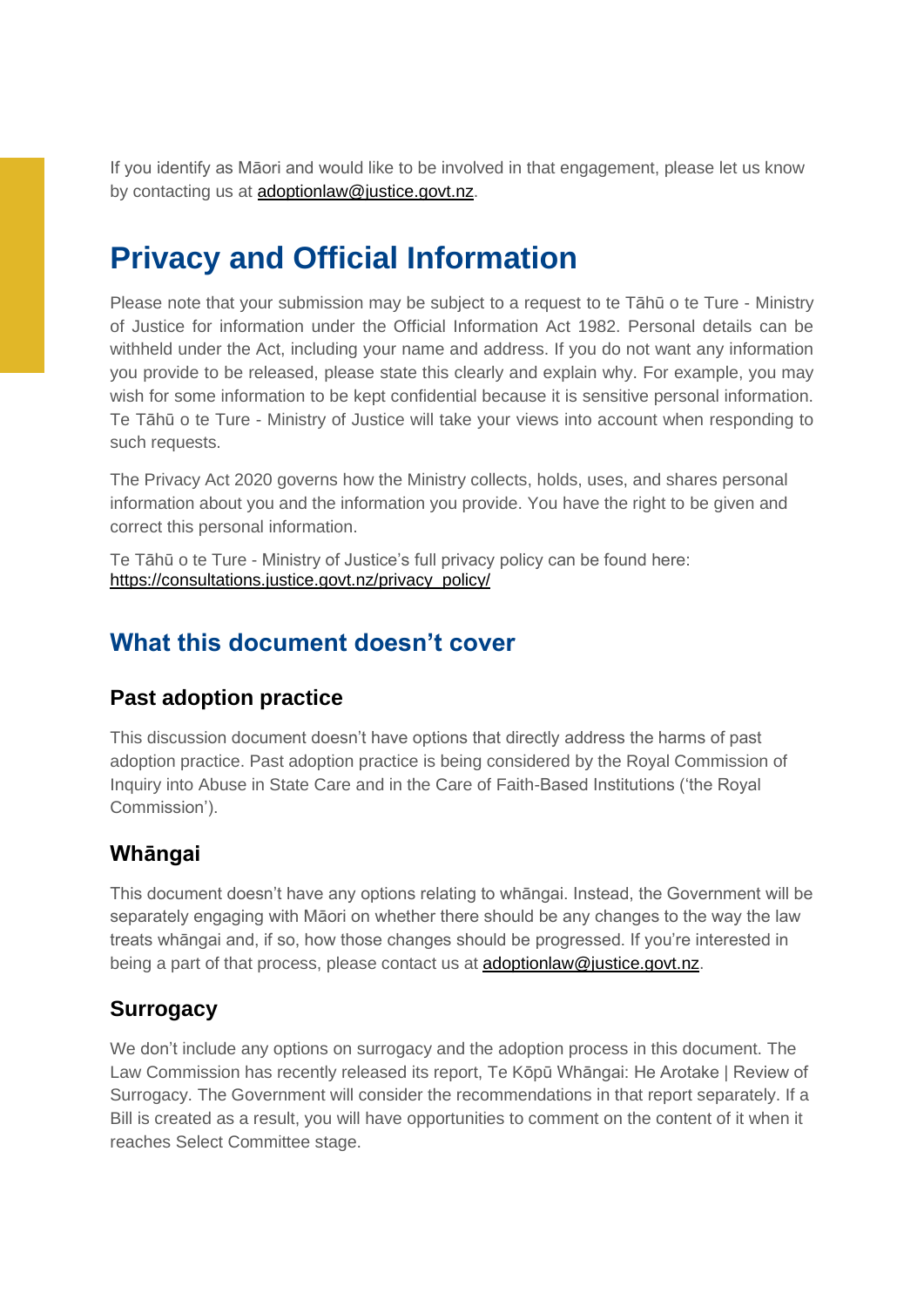If you identify as Māori and would like to be involved in that engagement, please let us know by contacting us at adoptionlaw@justice.govt.nz.

# Privacy and Official Information

Please note that your submission may be subject to a request to te Tāhū o te Ture - Ministry of Justice for information under the Official Information Act 1982. Personal details can be withheld under the Act, including your name and address. If you do not want any information you provide to be released, please state this clearly and explain why. For example, you may wish for some information to be kept confidential because it is sensitive personal information. Te Tāhū o te Ture - Ministry of Justice will take your views into account when responding to such requests.

The Privacy Act 2020 governs how the Ministry collects, holds, uses, and shares personal information about you and the information you provide. You have the right to be given and correct this personal information.

Te Tāhū o te Ture - Ministry of Justice's full privacy policy can be found here: https://consultations.justice.govt.nz/privacy_policy/

## What this document doesn't cover

### Past adoption practice

This discussion document doesn't have options that directly address the harms of past adoption practice. Past adoption practice is being considered by the Royal Commission of Inquiry into Abuse in State Care and in the Care of Faith-Based Institutions ('the Royal Commission').

### Whāngai

This document doesn't have any options relating to whāngai. Instead, the Government will be separately engaging with Māori on whether there should be any changes to the way the law treats whāngai and, if so, how those changes should be progressed. If you're interested in being a part of that process, please contact us at adoptionlaw@justice.govt.nz.

### Surrogacy

We don't include any options on surrogacy and the adoption process in this document. The Law Commission has recently released its report, Te Kōpū Whāngai: He Arotake | Review of Surrogacy. The Government will consider the recommendations in that report separately. If a Bill is created as a result, you will have opportunities to comment on the content of it when it reaches Select Committee stage.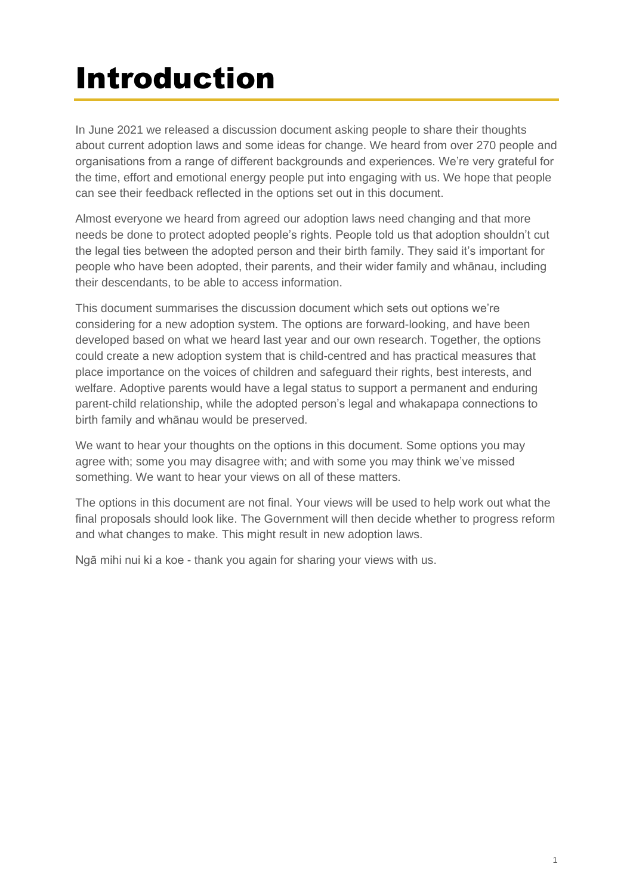# Introduction

In June 2021 we released a discussion document asking people to share their thoughts about current adoption laws and some ideas for change. We heard from over 270 people and organisations from a range of different backgrounds and experiences. We're very grateful for the time, effort and emotional energy people put into engaging with us. We hope that people can see their feedback reflected in the options set out in this document.

Almost everyone we heard from agreed our adoption laws need changing and that more needs be done to protect adopted people's rights. People told us that adoption shouldn't cut the legal ties between the adopted person and their birth family. They said it's important for people who have been adopted, their parents, and their wider family and whānau, including their descendants, to be able to access information.

This document summarises the discussion document which sets out options we're considering for a new adoption system. The options are forward-looking, and have been developed based on what we heard last year and our own research. Together, the options could create a new adoption system that is child-centred and has practical measures that place importance on the voices of children and safeguard their rights, best interests, and welfare. Adoptive parents would have a legal status to support a permanent and enduring parent-child relationship, while the adopted person's legal and whakapapa connections to birth family and whānau would be preserved.

We want to hear your thoughts on the options in this document. Some options you may agree with; some you may disagree with; and with some you may think we've missed something. We want to hear your views on all of these matters.

The options in this document are not final. Your views will be used to help work out what the final proposals should look like. The Government will then decide whether to progress reform and what changes to make. This might result in new adoption laws.

Ngā mihi nui ki a koe - thank you again for sharing your views with us.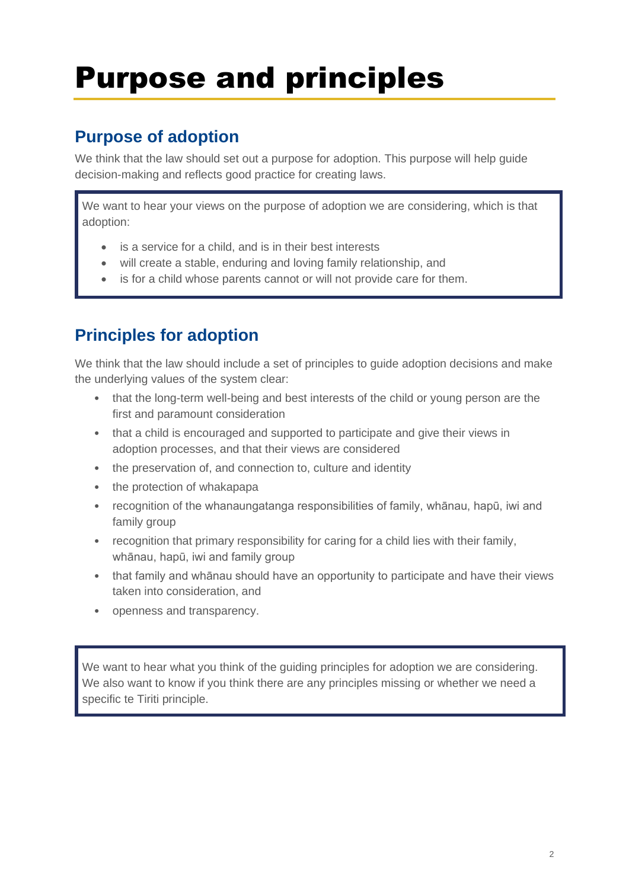# Purpose and principles

## Purpose of adoption

We think that the law should set out a purpose for adoption. This purpose will help guide decision-making and reflects good practice for creating laws.

> We want to hear your views on the purpose of adoption we are considering, which is that adoption:
>
> - is a service for a child, and is in their best interests
> - will create a stable, enduring and loving family relationship, and
> - is for a child whose parents cannot or will not provide care for them.

## Principles for adoption

We think that the law should include a set of principles to guide adoption decisions and make the underlying values of the system clear:

- that the long-term well-being and best interests of the child or young person are the first and paramount consideration
- that a child is encouraged and supported to participate and give their views in adoption processes, and that their views are considered
- the preservation of, and connection to, culture and identity
- the protection of whakapapa
- recognition of the whanaungatanga responsibilities of family, whānau, hapū, iwi and family group
- recognition that primary responsibility for caring for a child lies with their family, whānau, hapū, iwi and family group
- that family and whānau should have an opportunity to participate and have their views taken into consideration, and
- openness and transparency.

> We want to hear what you think of the guiding principles for adoption we are considering. We also want to know if you think there are any principles missing or whether we need a specific te Tiriti principle.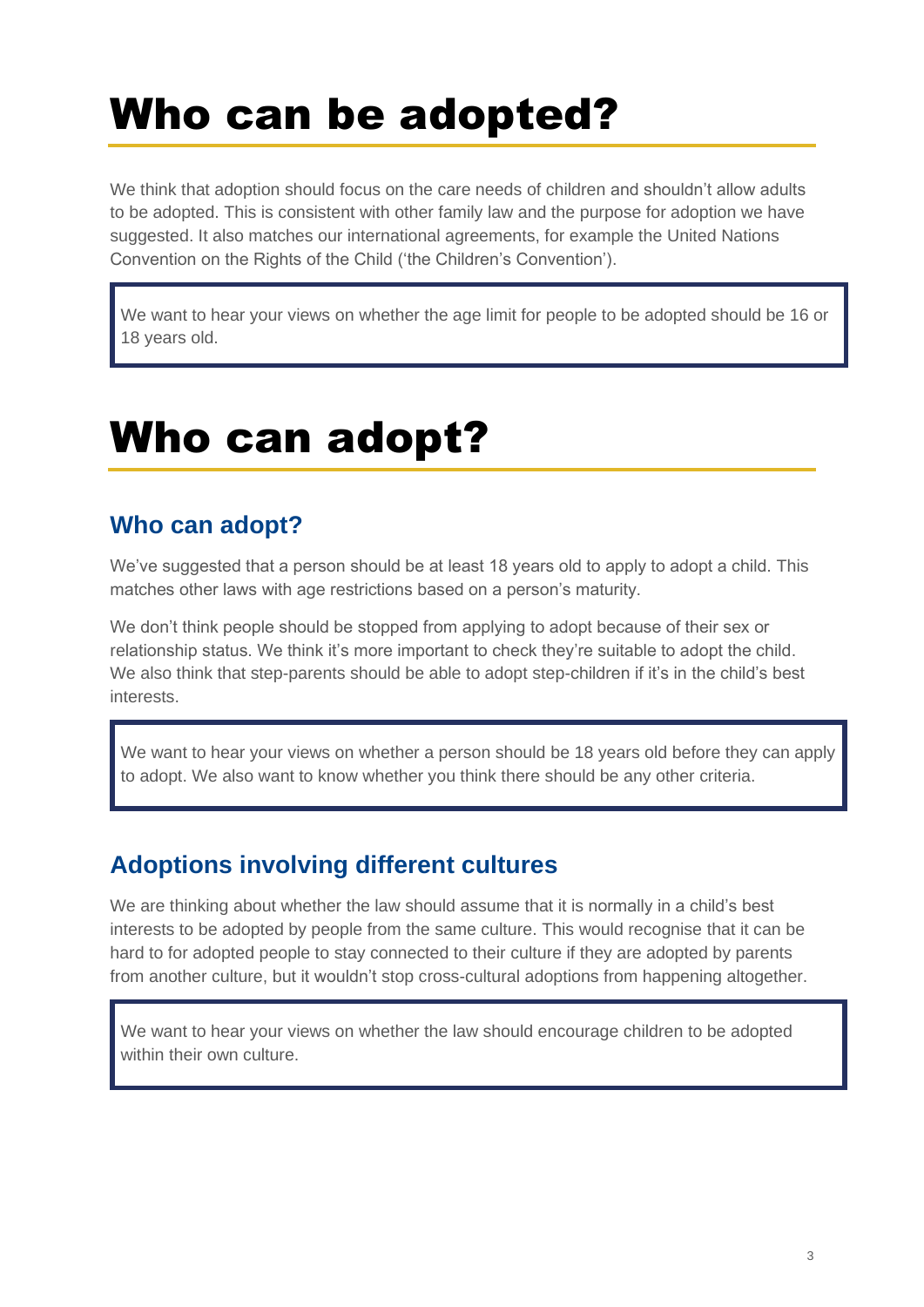# Who can be adopted?

We think that adoption should focus on the care needs of children and shouldn't allow adults to be adopted. This is consistent with other family law and the purpose for adoption we have suggested. It also matches our international agreements, for example the United Nations Convention on the Rights of the Child ('the Children's Convention').

> We want to hear your views on whether the age limit for people to be adopted should be 16 or 18 years old.

# Who can adopt?

## Who can adopt?

We've suggested that a person should be at least 18 years old to apply to adopt a child. This matches other laws with age restrictions based on a person's maturity.

We don't think people should be stopped from applying to adopt because of their sex or relationship status. We think it's more important to check they're suitable to adopt the child. We also think that step-parents should be able to adopt step-children if it's in the child's best interests.

> We want to hear your views on whether a person should be 18 years old before they can apply to adopt. We also want to know whether you think there should be any other criteria.

## Adoptions involving different cultures

We are thinking about whether the law should assume that it is normally in a child's best interests to be adopted by people from the same culture. This would recognise that it can be hard to for adopted people to stay connected to their culture if they are adopted by parents from another culture, but it wouldn't stop cross-cultural adoptions from happening altogether.

> We want to hear your views on whether the law should encourage children to be adopted within their own culture.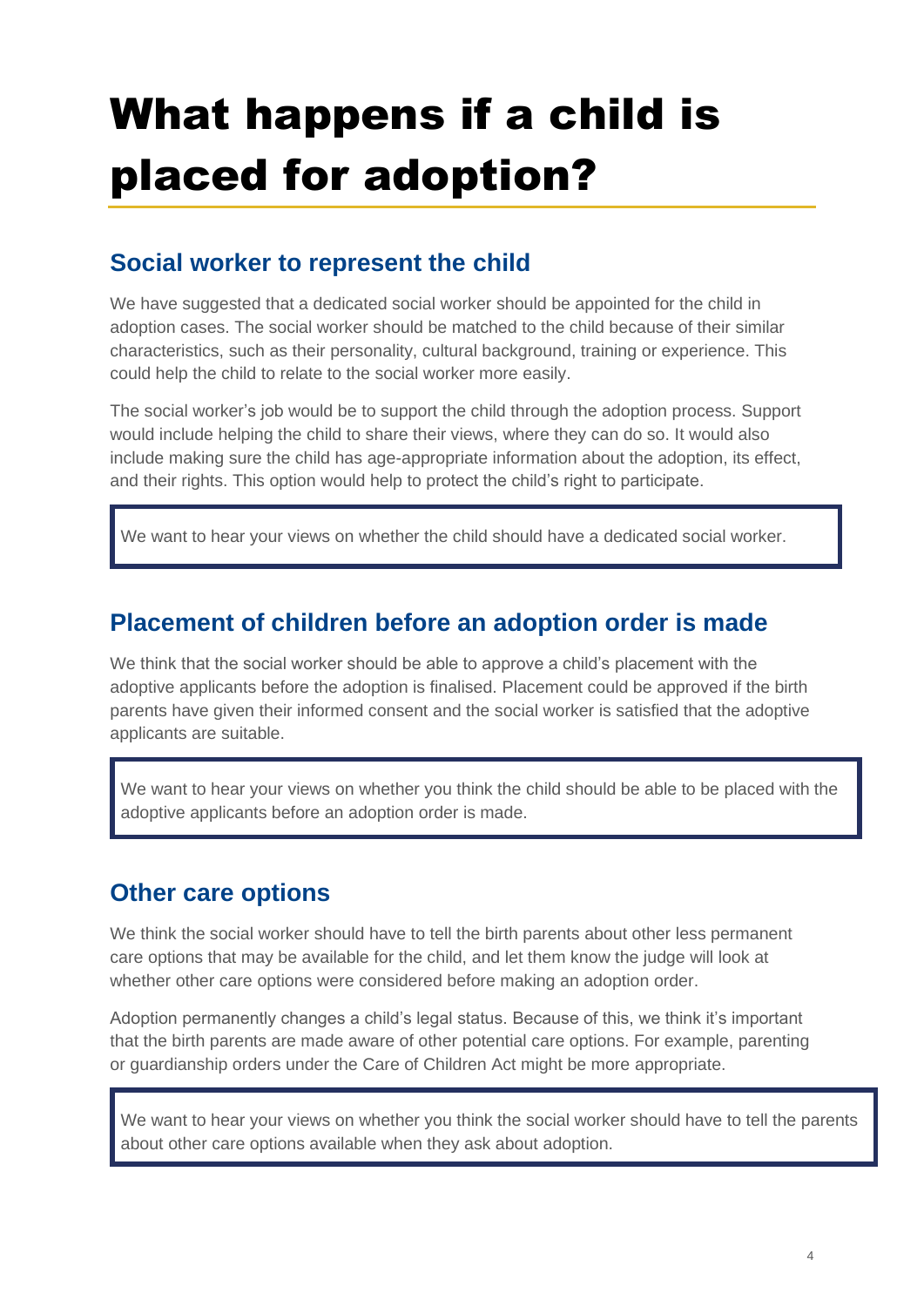# What happens if a child is placed for adoption?

## Social worker to represent the child

We have suggested that a dedicated social worker should be appointed for the child in adoption cases. The social worker should be matched to the child because of their similar characteristics, such as their personality, cultural background, training or experience. This could help the child to relate to the social worker more easily.

The social worker's job would be to support the child through the adoption process. Support would include helping the child to share their views, where they can do so. It would also include making sure the child has age-appropriate information about the adoption, its effect, and their rights. This option would help to protect the child's right to participate.

> We want to hear your views on whether the child should have a dedicated social worker.

## Placement of children before an adoption order is made

We think that the social worker should be able to approve a child's placement with the adoptive applicants before the adoption is finalised. Placement could be approved if the birth parents have given their informed consent and the social worker is satisfied that the adoptive applicants are suitable.

> We want to hear your views on whether you think the child should be able to be placed with the adoptive applicants before an adoption order is made.

## Other care options

We think the social worker should have to tell the birth parents about other less permanent care options that may be available for the child, and let them know the judge will look at whether other care options were considered before making an adoption order.

Adoption permanently changes a child's legal status. Because of this, we think it's important that the birth parents are made aware of other potential care options. For example, parenting or guardianship orders under the Care of Children Act might be more appropriate.

> We want to hear your views on whether you think the social worker should have to tell the parents about other care options available when they ask about adoption.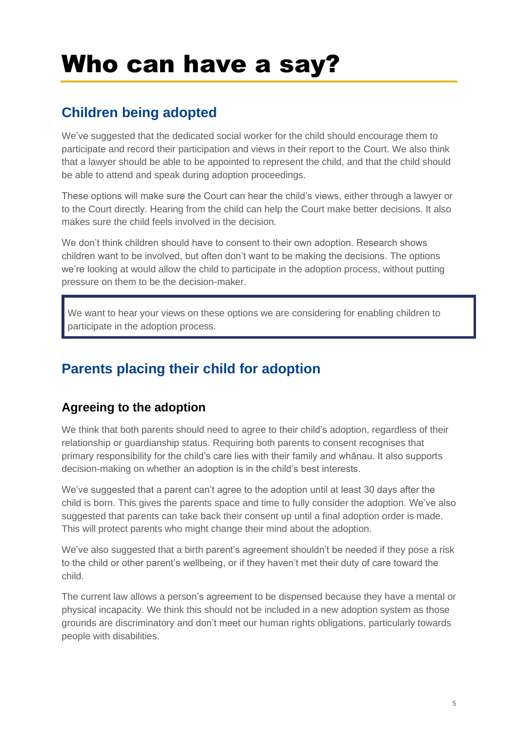# Who can have a say?

## Children being adopted

We've suggested that the dedicated social worker for the child should encourage them to participate and record their participation and views in their report to the Court. We also think that a lawyer should be able to be appointed to represent the child, and that the child should be able to attend and speak during adoption proceedings.

These options will make sure the Court can hear the child's views, either through a lawyer or to the Court directly. Hearing from the child can help the Court make better decisions. It also makes sure the child feels involved in the decision.

We don't think children should have to consent to their own adoption. Research shows children want to be involved, but often don't want to be making the decisions. The options we're looking at would allow the child to participate in the adoption process, without putting pressure on them to be the decision-maker.

> We want to hear your views on these options we are considering for enabling children to participate in the adoption process.

## Parents placing their child for adoption

### Agreeing to the adoption

We think that both parents should need to agree to their child's adoption, regardless of their relationship or guardianship status. Requiring both parents to consent recognises that primary responsibility for the child's care lies with their family and whānau. It also supports decision-making on whether an adoption is in the child's best interests.

We've suggested that a parent can't agree to the adoption until at least 30 days after the child is born. This gives the parents space and time to fully consider the adoption. We've also suggested that parents can take back their consent up until a final adoption order is made. This will protect parents who might change their mind about the adoption.

We've also suggested that a birth parent's agreement shouldn't be needed if they pose a risk to the child or other parent's wellbeing, or if they haven't met their duty of care toward the child.

The current law allows a person's agreement to be dispensed because they have a mental or physical incapacity. We think this should not be included in a new adoption system as those grounds are discriminatory and don't meet our human rights obligations, particularly towards people with disabilities.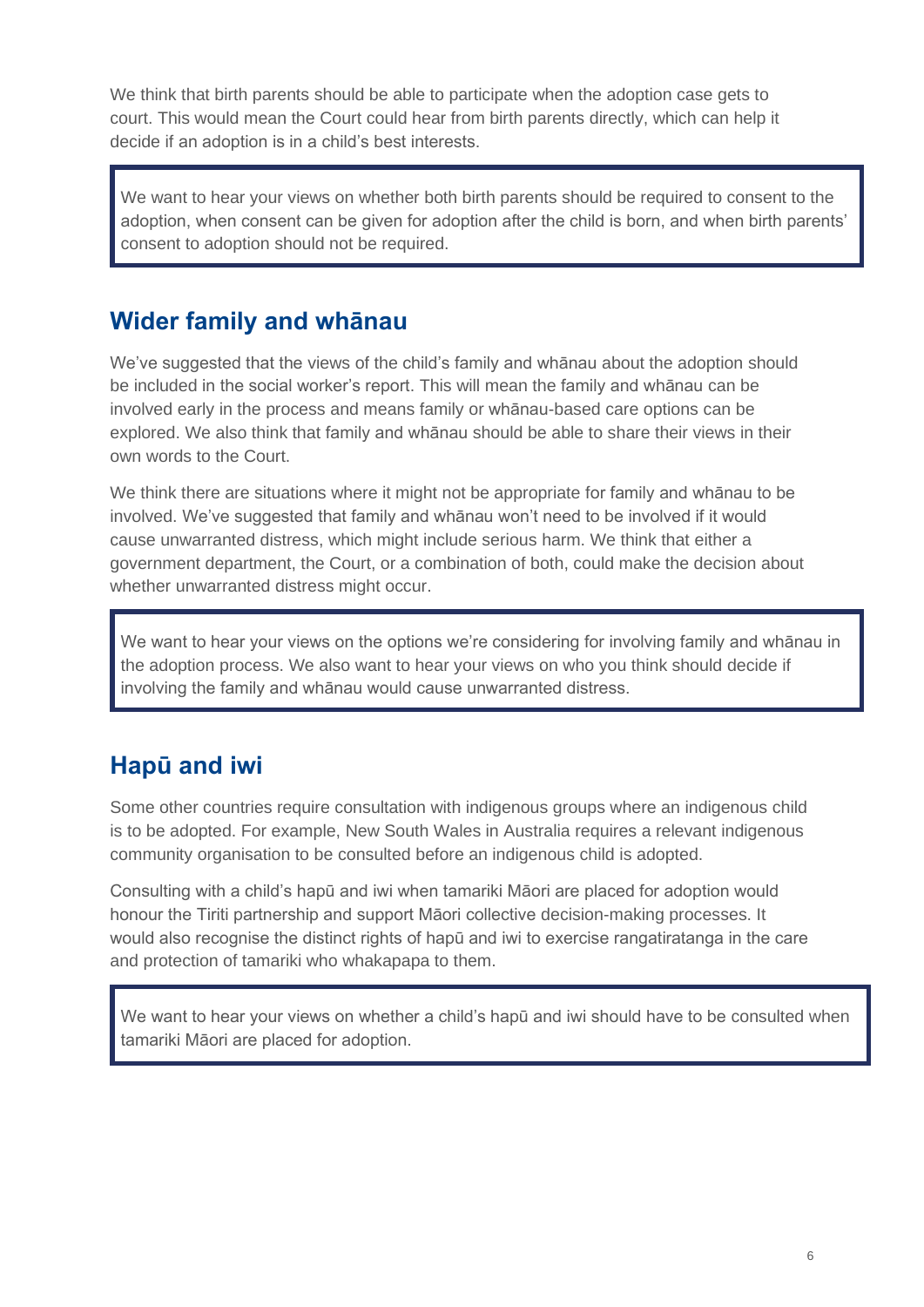We think that birth parents should be able to participate when the adoption case gets to court. This would mean the Court could hear from birth parents directly, which can help it decide if an adoption is in a child's best interests.

> We want to hear your views on whether both birth parents should be required to consent to the adoption, when consent can be given for adoption after the child is born, and when birth parents' consent to adoption should not be required.

## Wider family and whānau

We've suggested that the views of the child's family and whānau about the adoption should be included in the social worker's report. This will mean the family and whānau can be involved early in the process and means family or whānau-based care options can be explored. We also think that family and whānau should be able to share their views in their own words to the Court.

We think there are situations where it might not be appropriate for family and whānau to be involved. We've suggested that family and whānau won't need to be involved if it would cause unwarranted distress, which might include serious harm. We think that either a government department, the Court, or a combination of both, could make the decision about whether unwarranted distress might occur.

> We want to hear your views on the options we're considering for involving family and whānau in the adoption process. We also want to hear your views on who you think should decide if involving the family and whānau would cause unwarranted distress.

## Hapū and iwi

Some other countries require consultation with indigenous groups where an indigenous child is to be adopted. For example, New South Wales in Australia requires a relevant indigenous community organisation to be consulted before an indigenous child is adopted.

Consulting with a child's hapū and iwi when tamariki Māori are placed for adoption would honour the Tiriti partnership and support Māori collective decision-making processes. It would also recognise the distinct rights of hapū and iwi to exercise rangatiratanga in the care and protection of tamariki who whakapapa to them.

> We want to hear your views on whether a child's hapū and iwi should have to be consulted when tamariki Māori are placed for adoption.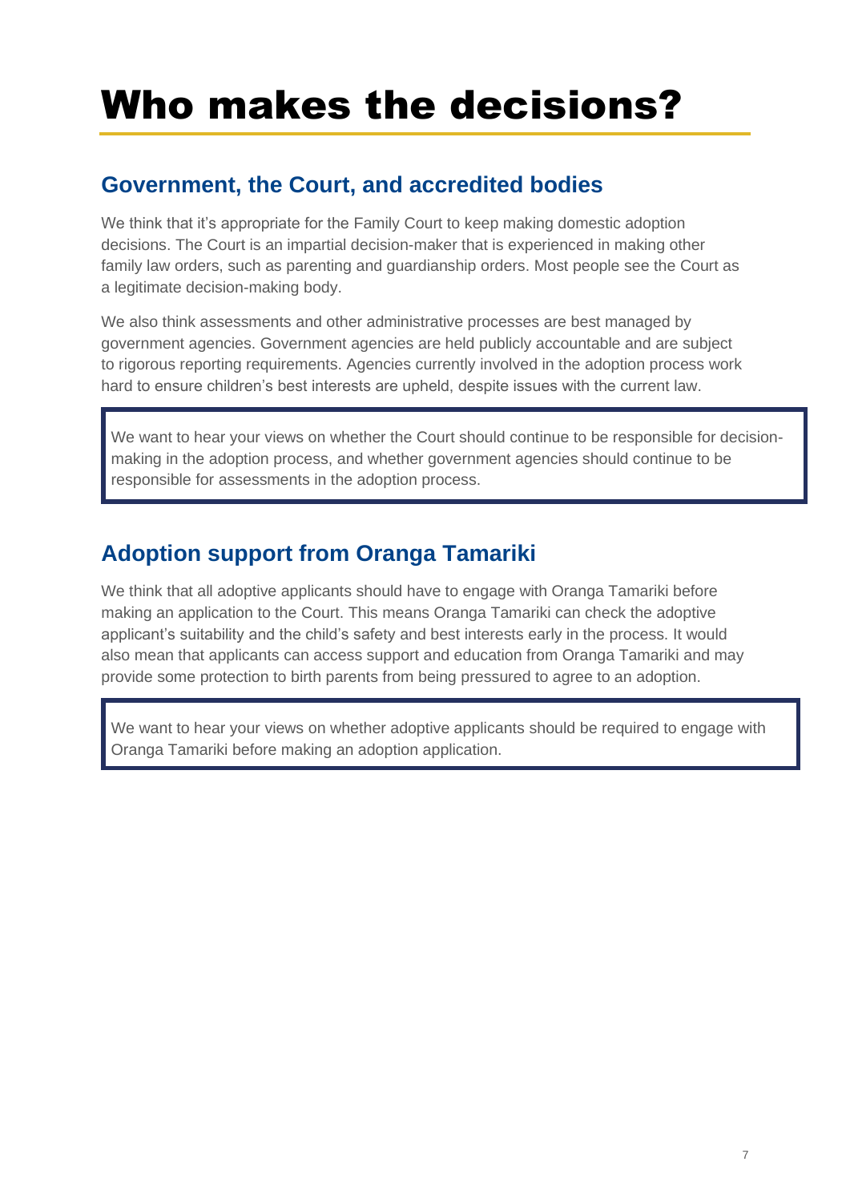# Who makes the decisions?

## Government, the Court, and accredited bodies

We think that it's appropriate for the Family Court to keep making domestic adoption decisions. The Court is an impartial decision-maker that is experienced in making other family law orders, such as parenting and guardianship orders. Most people see the Court as a legitimate decision-making body.

We also think assessments and other administrative processes are best managed by government agencies. Government agencies are held publicly accountable and are subject to rigorous reporting requirements. Agencies currently involved in the adoption process work hard to ensure children's best interests are upheld, despite issues with the current law.

> We want to hear your views on whether the Court should continue to be responsible for decision-making in the adoption process, and whether government agencies should continue to be responsible for assessments in the adoption process.

## Adoption support from Oranga Tamariki

We think that all adoptive applicants should have to engage with Oranga Tamariki before making an application to the Court. This means Oranga Tamariki can check the adoptive applicant's suitability and the child's safety and best interests early in the process. It would also mean that applicants can access support and education from Oranga Tamariki and may provide some protection to birth parents from being pressured to agree to an adoption.

> We want to hear your views on whether adoptive applicants should be required to engage with Oranga Tamariki before making an adoption application.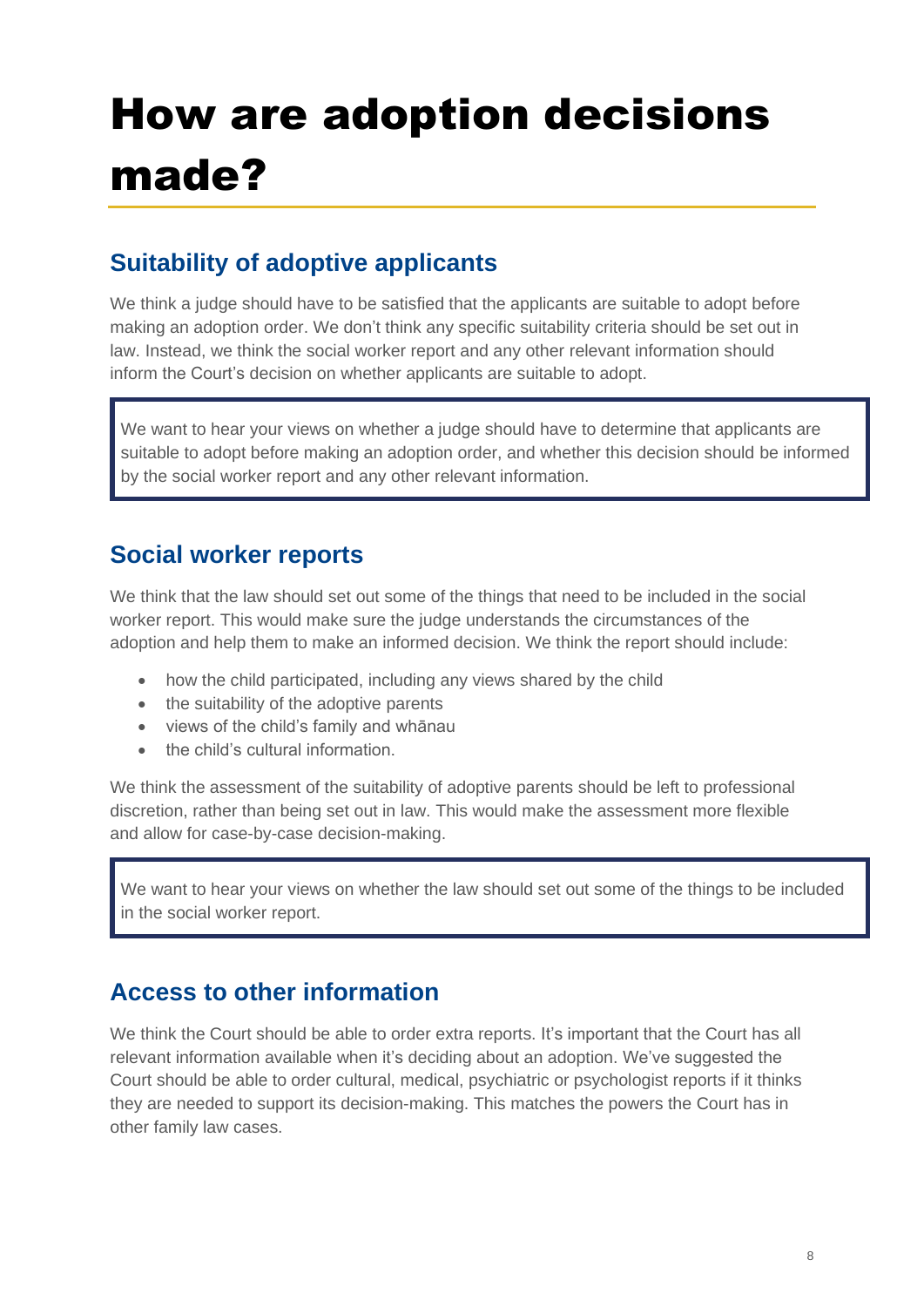# How are adoption decisions made?

## Suitability of adoptive applicants

We think a judge should have to be satisfied that the applicants are suitable to adopt before making an adoption order. We don't think any specific suitability criteria should be set out in law. Instead, we think the social worker report and any other relevant information should inform the Court's decision on whether applicants are suitable to adopt.

> We want to hear your views on whether a judge should have to determine that applicants are suitable to adopt before making an adoption order, and whether this decision should be informed by the social worker report and any other relevant information.

## Social worker reports

We think that the law should set out some of the things that need to be included in the social worker report. This would make sure the judge understands the circumstances of the adoption and help them to make an informed decision. We think the report should include:

- how the child participated, including any views shared by the child
- the suitability of the adoptive parents
- views of the child's family and whānau
- the child's cultural information.

We think the assessment of the suitability of adoptive parents should be left to professional discretion, rather than being set out in law. This would make the assessment more flexible and allow for case-by-case decision-making.

> We want to hear your views on whether the law should set out some of the things to be included in the social worker report.

## Access to other information

We think the Court should be able to order extra reports. It's important that the Court has all relevant information available when it's deciding about an adoption. We've suggested the Court should be able to order cultural, medical, psychiatric or psychologist reports if it thinks they are needed to support its decision-making. This matches the powers the Court has in other family law cases.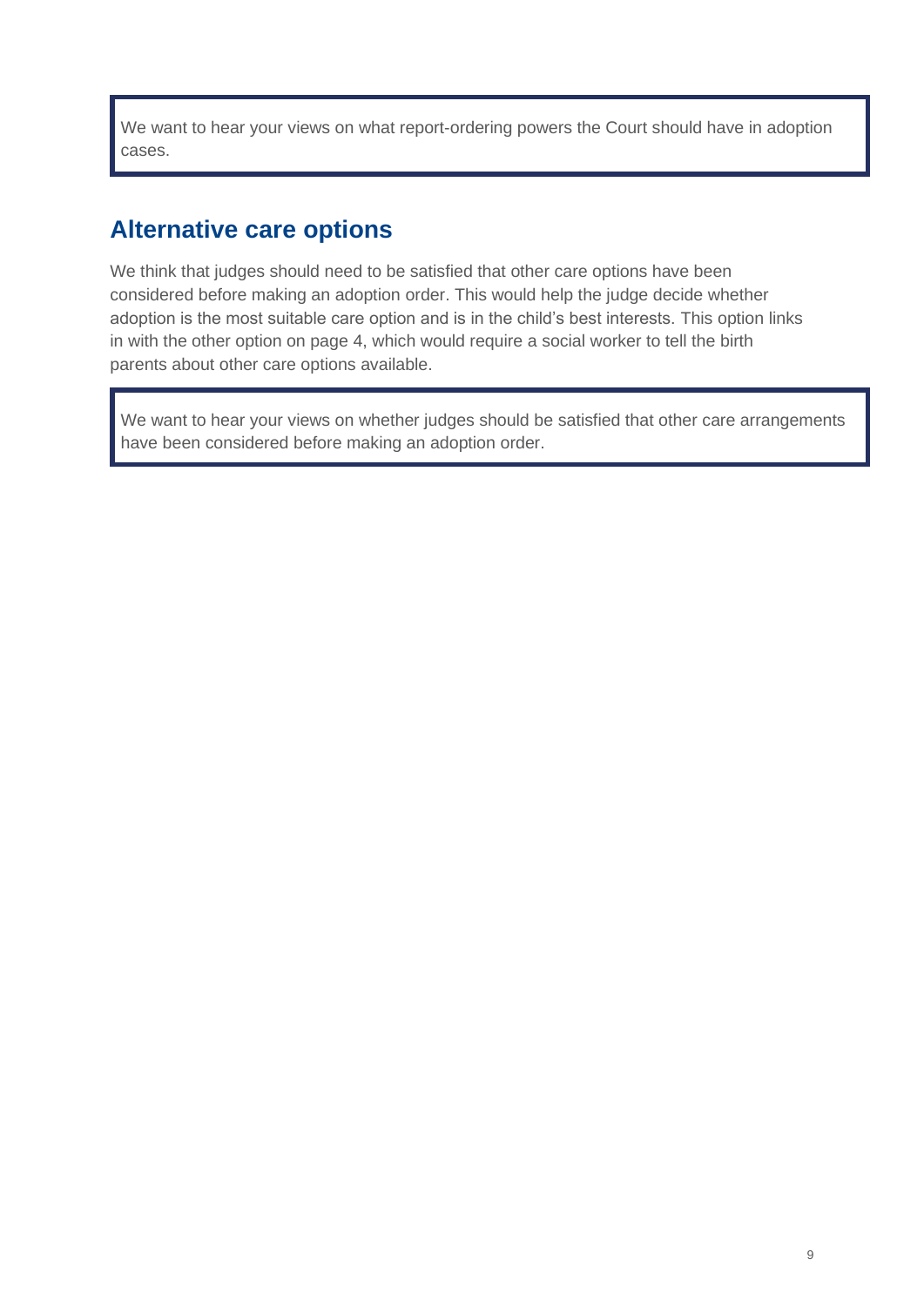> We want to hear your views on what report-ordering powers the Court should have in adoption cases.

## Alternative care options

We think that judges should need to be satisfied that other care options have been considered before making an adoption order. This would help the judge decide whether adoption is the most suitable care option and is in the child's best interests. This option links in with the other option on page 4, which would require a social worker to tell the birth parents about other care options available.

> We want to hear your views on whether judges should be satisfied that other care arrangements have been considered before making an adoption order.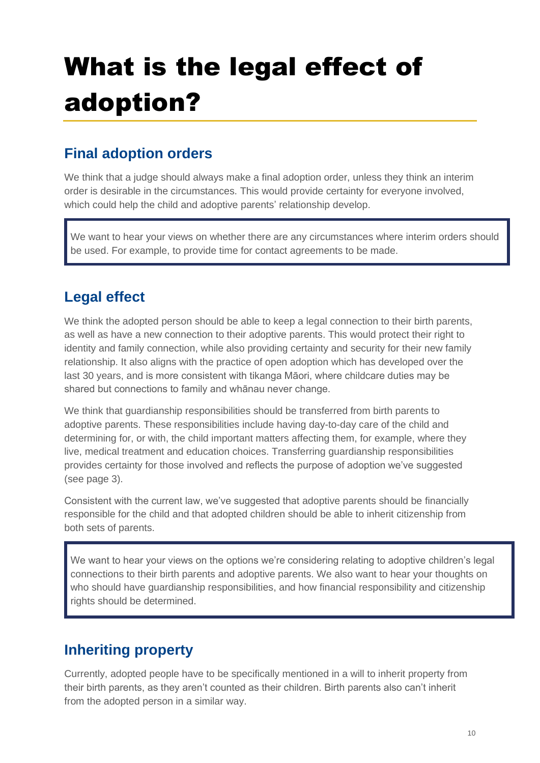# What is the legal effect of adoption?

## Final adoption orders

We think that a judge should always make a final adoption order, unless they think an interim order is desirable in the circumstances. This would provide certainty for everyone involved, which could help the child and adoptive parents' relationship develop.

> We want to hear your views on whether there are any circumstances where interim orders should be used. For example, to provide time for contact agreements to be made.

## Legal effect

We think the adopted person should be able to keep a legal connection to their birth parents, as well as have a new connection to their adoptive parents. This would protect their right to identity and family connection, while also providing certainty and security for their new family relationship. It also aligns with the practice of open adoption which has developed over the last 30 years, and is more consistent with tikanga Māori, where childcare duties may be shared but connections to family and whānau never change.

We think that guardianship responsibilities should be transferred from birth parents to adoptive parents. These responsibilities include having day-to-day care of the child and determining for, or with, the child important matters affecting them, for example, where they live, medical treatment and education choices. Transferring guardianship responsibilities provides certainty for those involved and reflects the purpose of adoption we've suggested (see page 3).

Consistent with the current law, we've suggested that adoptive parents should be financially responsible for the child and that adopted children should be able to inherit citizenship from both sets of parents.

> We want to hear your views on the options we're considering relating to adoptive children's legal connections to their birth parents and adoptive parents. We also want to hear your thoughts on who should have guardianship responsibilities, and how financial responsibility and citizenship rights should be determined.

## Inheriting property

Currently, adopted people have to be specifically mentioned in a will to inherit property from their birth parents, as they aren't counted as their children. Birth parents also can't inherit from the adopted person in a similar way.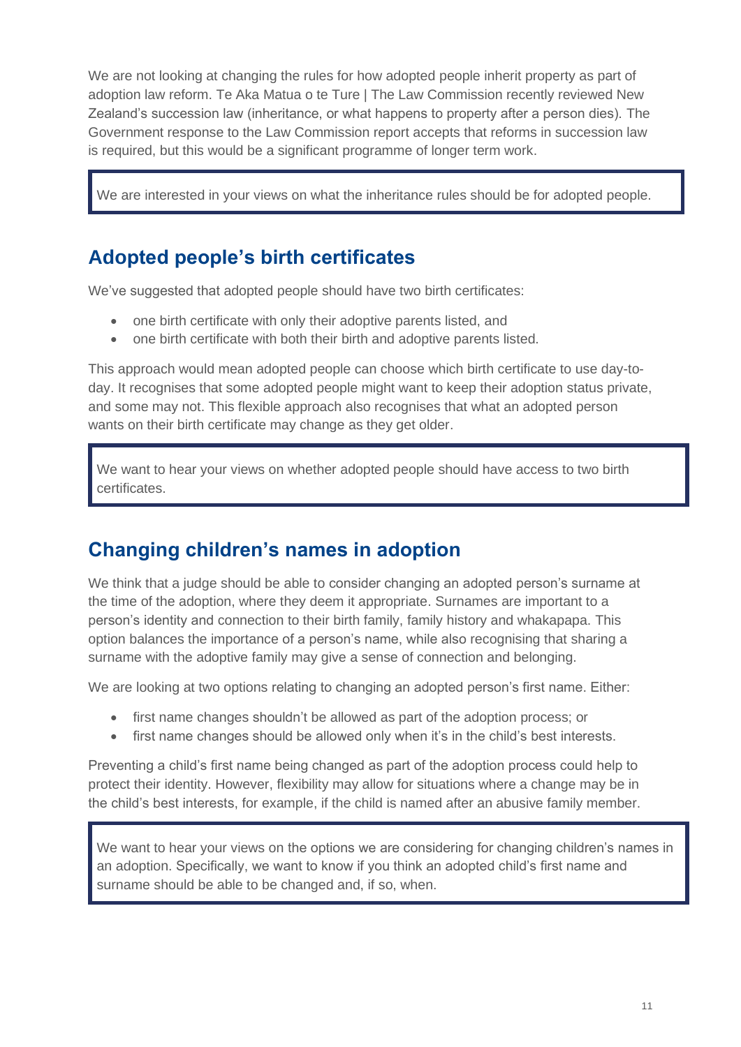We are not looking at changing the rules for how adopted people inherit property as part of adoption law reform. Te Aka Matua o te Ture | The Law Commission recently reviewed New Zealand's succession law (inheritance, or what happens to property after a person dies). The Government response to the Law Commission report accepts that reforms in succession law is required, but this would be a significant programme of longer term work.

> We are interested in your views on what the inheritance rules should be for adopted people.

## Adopted people's birth certificates

We've suggested that adopted people should have two birth certificates:

- one birth certificate with only their adoptive parents listed, and
- one birth certificate with both their birth and adoptive parents listed.

This approach would mean adopted people can choose which birth certificate to use day-to-day. It recognises that some adopted people might want to keep their adoption status private, and some may not. This flexible approach also recognises that what an adopted person wants on their birth certificate may change as they get older.

> We want to hear your views on whether adopted people should have access to two birth certificates.

## Changing children's names in adoption

We think that a judge should be able to consider changing an adopted person's surname at the time of the adoption, where they deem it appropriate. Surnames are important to a person's identity and connection to their birth family, family history and whakapapa. This option balances the importance of a person's name, while also recognising that sharing a surname with the adoptive family may give a sense of connection and belonging.

We are looking at two options relating to changing an adopted person's first name. Either:

- first name changes shouldn't be allowed as part of the adoption process; or
- first name changes should be allowed only when it's in the child's best interests.

Preventing a child's first name being changed as part of the adoption process could help to protect their identity. However, flexibility may allow for situations where a change may be in the child's best interests, for example, if the child is named after an abusive family member.

> We want to hear your views on the options we are considering for changing children's names in an adoption. Specifically, we want to know if you think an adopted child's first name and surname should be able to be changed and, if so, when.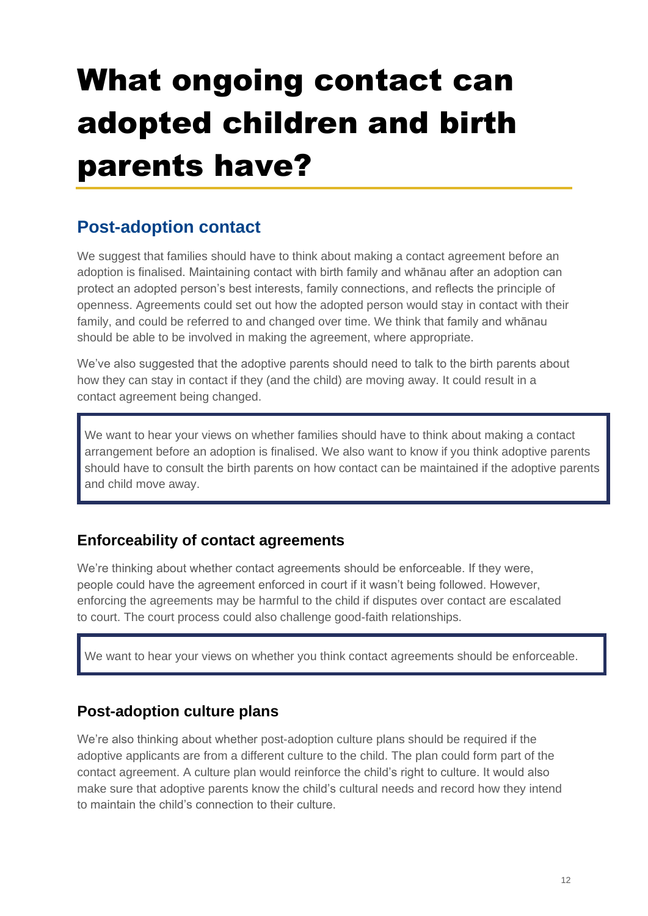# What ongoing contact can adopted children and birth parents have?

## Post-adoption contact

We suggest that families should have to think about making a contact agreement before an adoption is finalised. Maintaining contact with birth family and whānau after an adoption can protect an adopted person's best interests, family connections, and reflects the principle of openness. Agreements could set out how the adopted person would stay in contact with their family, and could be referred to and changed over time. We think that family and whānau should be able to be involved in making the agreement, where appropriate.

We've also suggested that the adoptive parents should need to talk to the birth parents about how they can stay in contact if they (and the child) are moving away. It could result in a contact agreement being changed.

> We want to hear your views on whether families should have to think about making a contact arrangement before an adoption is finalised. We also want to know if you think adoptive parents should have to consult the birth parents on how contact can be maintained if the adoptive parents and child move away.

### Enforceability of contact agreements

We're thinking about whether contact agreements should be enforceable. If they were, people could have the agreement enforced in court if it wasn't being followed. However, enforcing the agreements may be harmful to the child if disputes over contact are escalated to court. The court process could also challenge good-faith relationships.

> We want to hear your views on whether you think contact agreements should be enforceable.

### Post-adoption culture plans

We're also thinking about whether post-adoption culture plans should be required if the adoptive applicants are from a different culture to the child. The plan could form part of the contact agreement. A culture plan would reinforce the child's right to culture. It would also make sure that adoptive parents know the child's cultural needs and record how they intend to maintain the child's connection to their culture.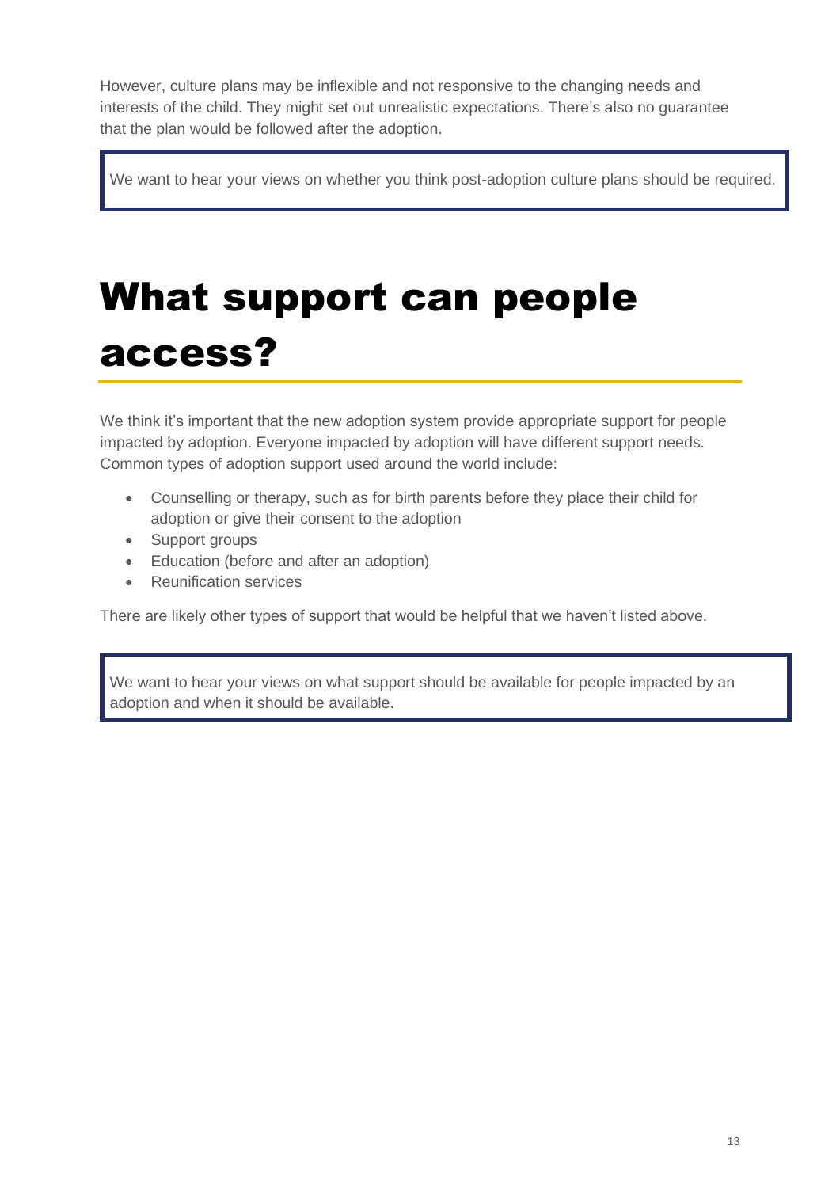However, culture plans may be inflexible and not responsive to the changing needs and interests of the child. They might set out unrealistic expectations. There's also no guarantee that the plan would be followed after the adoption.

> We want to hear your views on whether you think post-adoption culture plans should be required.

# What support can people access?

We think it's important that the new adoption system provide appropriate support for people impacted by adoption. Everyone impacted by adoption will have different support needs. Common types of adoption support used around the world include:

- Counselling or therapy, such as for birth parents before they place their child for adoption or give their consent to the adoption
- Support groups
- Education (before and after an adoption)
- Reunification services

There are likely other types of support that would be helpful that we haven't listed above.

> We want to hear your views on what support should be available for people impacted by an adoption and when it should be available.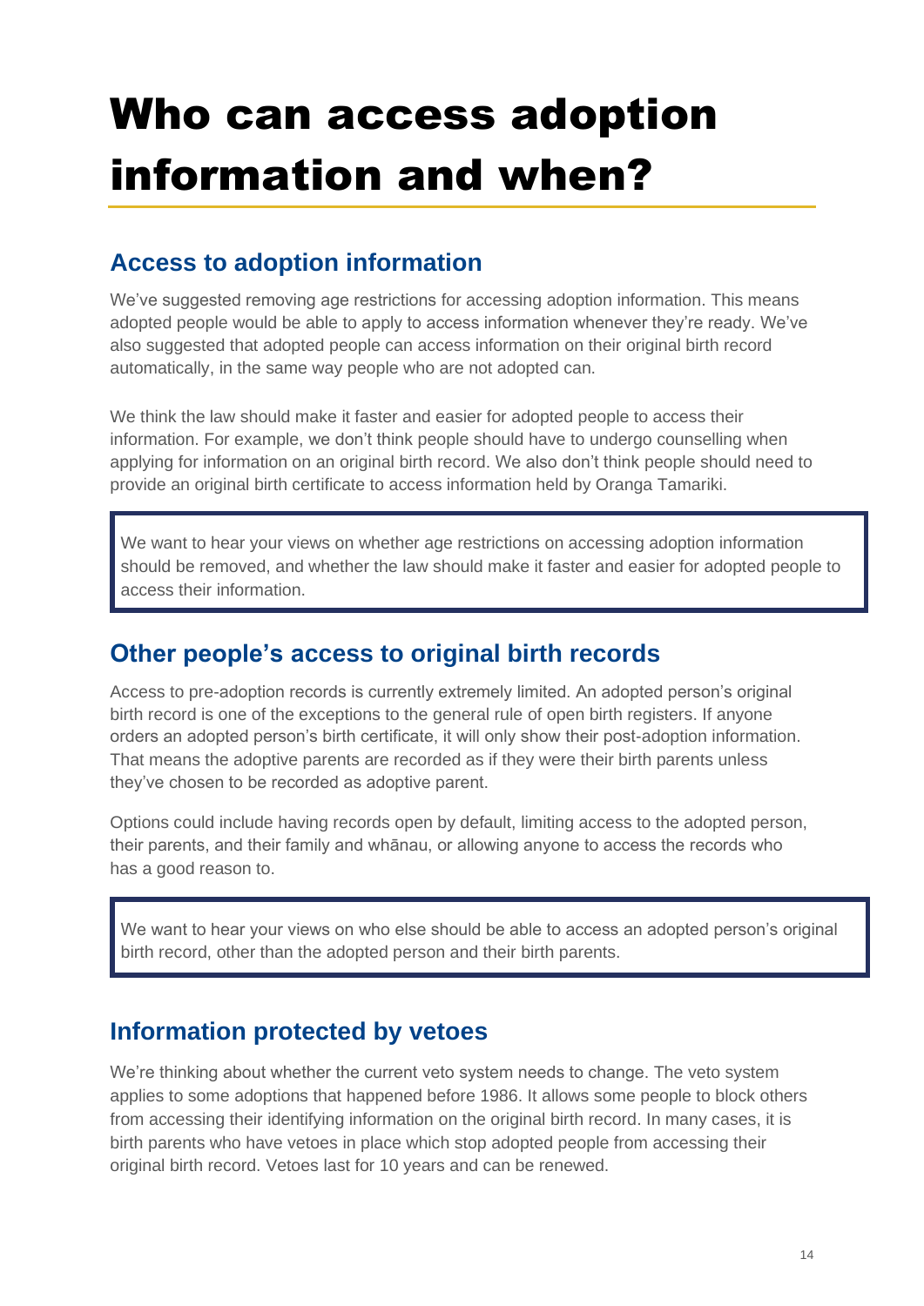# Who can access adoption information and when?

## Access to adoption information

We've suggested removing age restrictions for accessing adoption information. This means adopted people would be able to apply to access information whenever they're ready. We've also suggested that adopted people can access information on their original birth record automatically, in the same way people who are not adopted can.

We think the law should make it faster and easier for adopted people to access their information. For example, we don't think people should have to undergo counselling when applying for information on an original birth record. We also don't think people should need to provide an original birth certificate to access information held by Oranga Tamariki.

> We want to hear your views on whether age restrictions on accessing adoption information should be removed, and whether the law should make it faster and easier for adopted people to access their information.

## Other people's access to original birth records

Access to pre-adoption records is currently extremely limited. An adopted person's original birth record is one of the exceptions to the general rule of open birth registers. If anyone orders an adopted person's birth certificate, it will only show their post-adoption information. That means the adoptive parents are recorded as if they were their birth parents unless they've chosen to be recorded as adoptive parent.

Options could include having records open by default, limiting access to the adopted person, their parents, and their family and whānau, or allowing anyone to access the records who has a good reason to.

> We want to hear your views on who else should be able to access an adopted person's original birth record, other than the adopted person and their birth parents.

## Information protected by vetoes

We're thinking about whether the current veto system needs to change. The veto system applies to some adoptions that happened before 1986. It allows some people to block others from accessing their identifying information on the original birth record. In many cases, it is birth parents who have vetoes in place which stop adopted people from accessing their original birth record. Vetoes last for 10 years and can be renewed.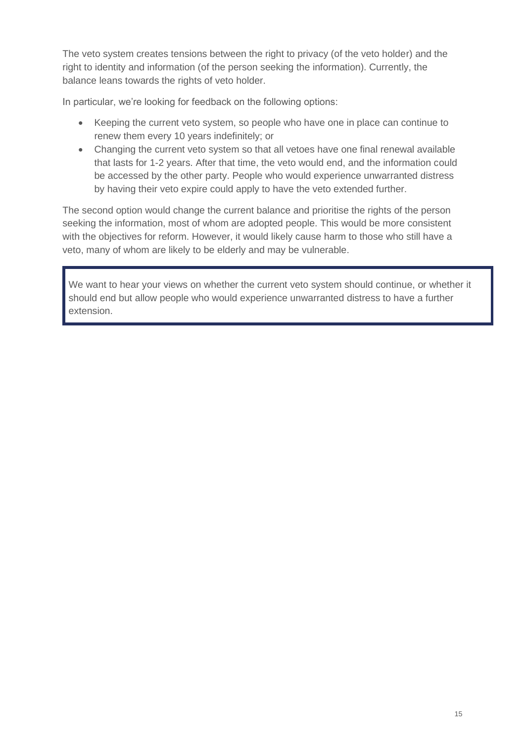The veto system creates tensions between the right to privacy (of the veto holder) and the right to identity and information (of the person seeking the information). Currently, the balance leans towards the rights of veto holder.

In particular, we're looking for feedback on the following options:

- Keeping the current veto system, so people who have one in place can continue to renew them every 10 years indefinitely; or
- Changing the current veto system so that all vetoes have one final renewal available that lasts for 1-2 years. After that time, the veto would end, and the information could be accessed by the other party. People who would experience unwarranted distress by having their veto expire could apply to have the veto extended further.

The second option would change the current balance and prioritise the rights of the person seeking the information, most of whom are adopted people. This would be more consistent with the objectives for reform. However, it would likely cause harm to those who still have a veto, many of whom are likely to be elderly and may be vulnerable.

> We want to hear your views on whether the current veto system should continue, or whether it should end but allow people who would experience unwarranted distress to have a further extension.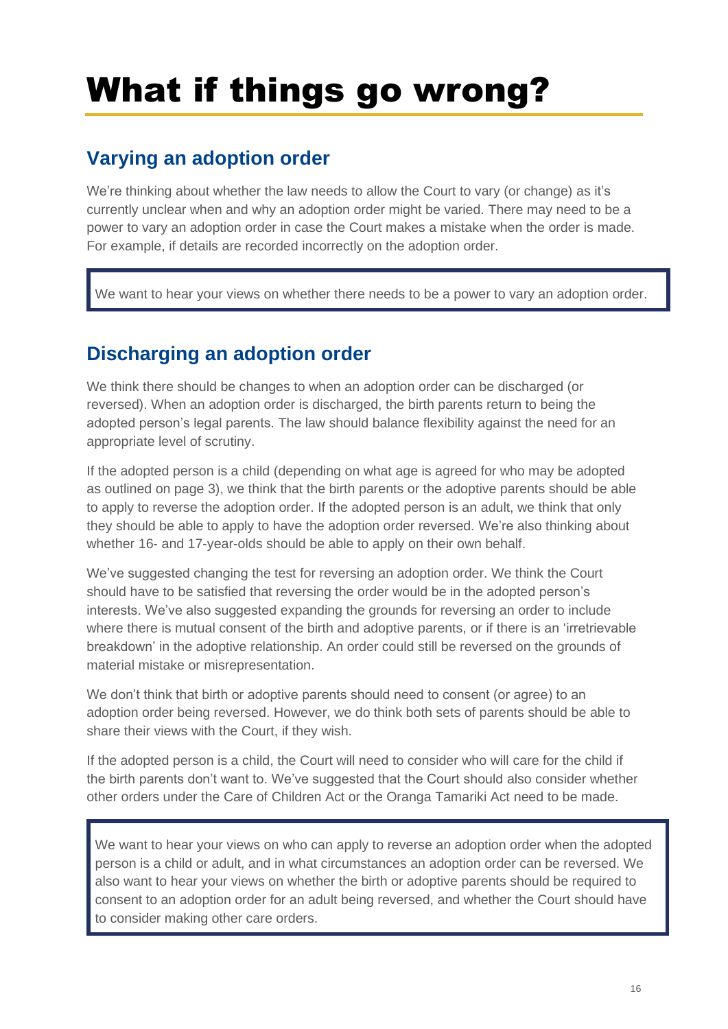# What if things go wrong?

## Varying an adoption order

We're thinking about whether the law needs to allow the Court to vary (or change) as it's currently unclear when and why an adoption order might be varied. There may need to be a power to vary an adoption order in case the Court makes a mistake when the order is made. For example, if details are recorded incorrectly on the adoption order.

> We want to hear your views on whether there needs to be a power to vary an adoption order.

## Discharging an adoption order

We think there should be changes to when an adoption order can be discharged (or reversed). When an adoption order is discharged, the birth parents return to being the adopted person's legal parents. The law should balance flexibility against the need for an appropriate level of scrutiny.

If the adopted person is a child (depending on what age is agreed for who may be adopted as outlined on page 3), we think that the birth parents or the adoptive parents should be able to apply to reverse the adoption order. If the adopted person is an adult, we think that only they should be able to apply to have the adoption order reversed. We're also thinking about whether 16- and 17-year-olds should be able to apply on their own behalf.

We've suggested changing the test for reversing an adoption order. We think the Court should have to be satisfied that reversing the order would be in the adopted person's interests. We've also suggested expanding the grounds for reversing an order to include where there is mutual consent of the birth and adoptive parents, or if there is an 'irretrievable breakdown' in the adoptive relationship. An order could still be reversed on the grounds of material mistake or misrepresentation.

We don't think that birth or adoptive parents should need to consent (or agree) to an adoption order being reversed. However, we do think both sets of parents should be able to share their views with the Court, if they wish.

If the adopted person is a child, the Court will need to consider who will care for the child if the birth parents don't want to. We've suggested that the Court should also consider whether other orders under the Care of Children Act or the Oranga Tamariki Act need to be made.

> We want to hear your views on who can apply to reverse an adoption order when the adopted person is a child or adult, and in what circumstances an adoption order can be reversed. We also want to hear your views on whether the birth or adoptive parents should be required to consent to an adoption order for an adult being reversed, and whether the Court should have to consider making other care orders.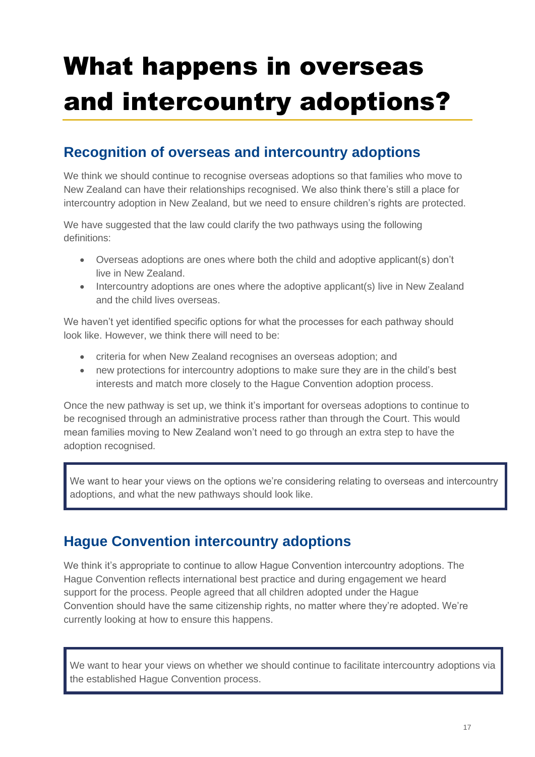# What happens in overseas and intercountry adoptions?

## Recognition of overseas and intercountry adoptions

We think we should continue to recognise overseas adoptions so that families who move to New Zealand can have their relationships recognised. We also think there's still a place for intercountry adoption in New Zealand, but we need to ensure children's rights are protected.

We have suggested that the law could clarify the two pathways using the following definitions:

- Overseas adoptions are ones where both the child and adoptive applicant(s) don't live in New Zealand.
- Intercountry adoptions are ones where the adoptive applicant(s) live in New Zealand and the child lives overseas.

We haven't yet identified specific options for what the processes for each pathway should look like. However, we think there will need to be:

- criteria for when New Zealand recognises an overseas adoption; and
- new protections for intercountry adoptions to make sure they are in the child's best interests and match more closely to the Hague Convention adoption process.

Once the new pathway is set up, we think it's important for overseas adoptions to continue to be recognised through an administrative process rather than through the Court. This would mean families moving to New Zealand won't need to go through an extra step to have the adoption recognised.

> We want to hear your views on the options we're considering relating to overseas and intercountry adoptions, and what the new pathways should look like.

## Hague Convention intercountry adoptions

We think it's appropriate to continue to allow Hague Convention intercountry adoptions. The Hague Convention reflects international best practice and during engagement we heard support for the process. People agreed that all children adopted under the Hague Convention should have the same citizenship rights, no matter where they're adopted. We're currently looking at how to ensure this happens.

> We want to hear your views on whether we should continue to facilitate intercountry adoptions via the established Hague Convention process.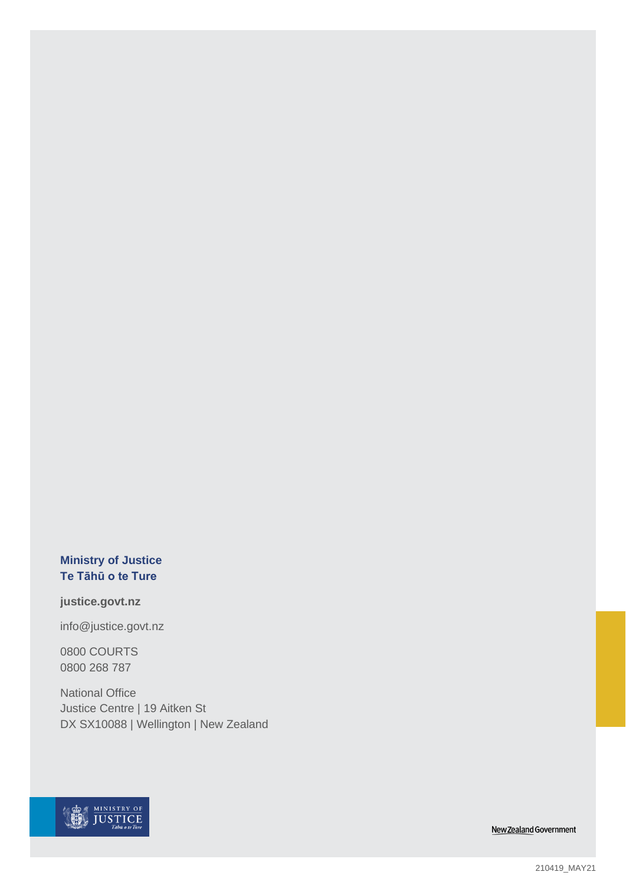**Ministry of Justice**
**Te Tāhū o te Ture**

**justice.govt.nz**

info@justice.govt.nz

0800 COURTS
0800 268 787

National Office
Justice Centre | 19 Aitken St
DX SX10088 | Wellington | New Zealand

210419_MAY21